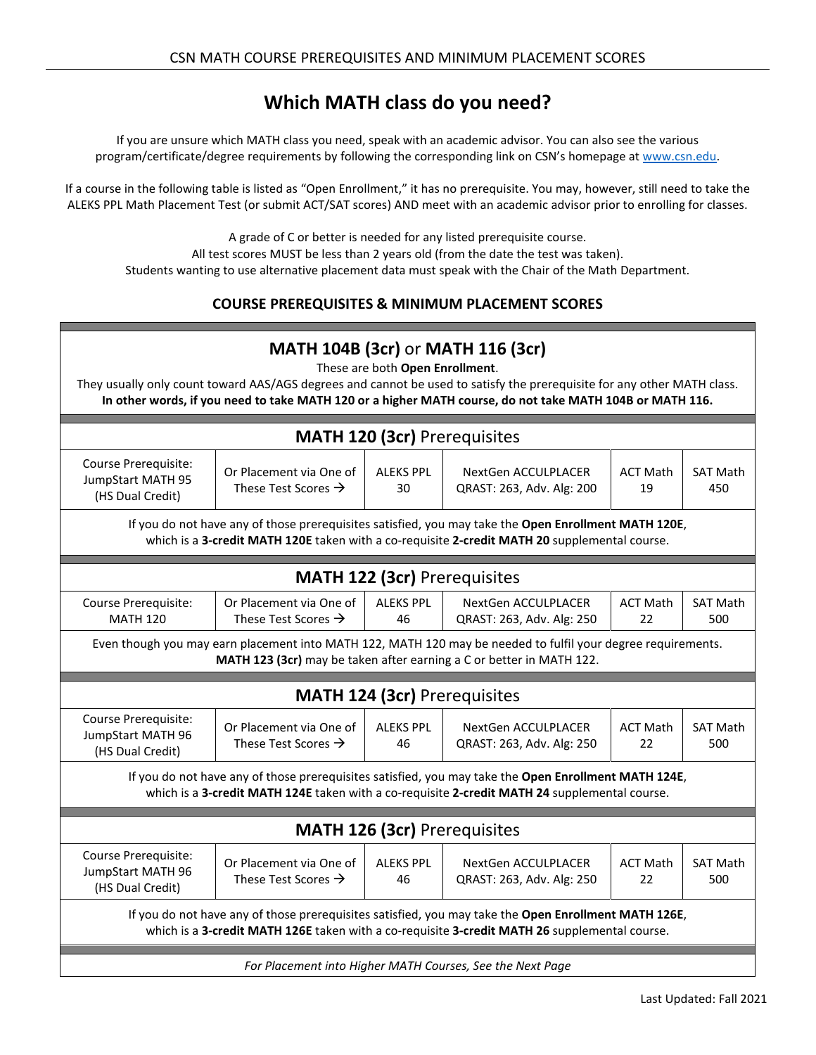CSN MATH COURSE PREREQUISITES AND MINIMUM PLACEMENT SCORES

# Which MATH class do you need?

If you are unsure which MATH class you need, speak with an academic advisor. You can also see the various program/certificate/degree requirements by following the corresponding link on CSN's homepage at www.csn.edu.

If a course in the following table is listed as "Open Enrollment," it has no prerequisite. You may, however, still need to take the ALEKS PPL Math Placement Test (or submit ACT/SAT scores) AND meet with an academic advisor prior to enrolling for classes.

A grade of C or better is needed for any listed prerequisite course.
All test scores MUST be less than 2 years old (from the date the test was taken).
Students wanting to use alternative placement data must speak with the Chair of the Math Department.

## COURSE PREREQUISITES & MINIMUM PLACEMENT SCORES

### MATH 104B (3cr) or MATH 116 (3cr)

These are both **Open Enrollment**.
They usually only count toward AAS/AGS degrees and cannot be used to satisfy the prerequisite for any other MATH class.
**In other words, if you need to take MATH 120 or a higher MATH course, do not take MATH 104B or MATH 116.**

### MATH 120 (3cr) Prerequisites

| Course Prerequisite | Or Placement via One of These Test Scores → | ALEKS PPL | NextGen ACCULPLACER | ACT Math | SAT Math |
|---|---|---|---|---|---|
| JumpStart MATH 95 (HS Dual Credit) | | 30 | QRAST: 263, Adv. Alg: 200 | 19 | 450 |

If you do not have any of those prerequisites satisfied, you may take the **Open Enrollment MATH 120E**, which is a **3-credit MATH 120E** taken with a co-requisite **2-credit MATH 20** supplemental course.

### MATH 122 (3cr) Prerequisites

| Course Prerequisite | Or Placement via One of These Test Scores → | ALEKS PPL | NextGen ACCULPLACER | ACT Math | SAT Math |
|---|---|---|---|---|---|
| MATH 120 | | 46 | QRAST: 263, Adv. Alg: 250 | 22 | 500 |

Even though you may earn placement into MATH 122, MATH 120 may be needed to fulfil your degree requirements. **MATH 123 (3cr)** may be taken after earning a C or better in MATH 122.

### MATH 124 (3cr) Prerequisites

| Course Prerequisite | Or Placement via One of These Test Scores → | ALEKS PPL | NextGen ACCULPLACER | ACT Math | SAT Math |
|---|---|---|---|---|---|
| JumpStart MATH 96 (HS Dual Credit) | | 46 | QRAST: 263, Adv. Alg: 250 | 22 | 500 |

If you do not have any of those prerequisites satisfied, you may take the **Open Enrollment MATH 124E**, which is a **3-credit MATH 124E** taken with a co-requisite **2-credit MATH 24** supplemental course.

### MATH 126 (3cr) Prerequisites

| Course Prerequisite | Or Placement via One of These Test Scores → | ALEKS PPL | NextGen ACCULPLACER | ACT Math | SAT Math |
|---|---|---|---|---|---|
| JumpStart MATH 96 (HS Dual Credit) | | 46 | QRAST: 263, Adv. Alg: 250 | 22 | 500 |

If you do not have any of those prerequisites satisfied, you may take the **Open Enrollment MATH 126E**, which is a **3-credit MATH 126E** taken with a co-requisite **3-credit MATH 26** supplemental course.

*For Placement into Higher MATH Courses, See the Next Page*

Last Updated: Fall 2021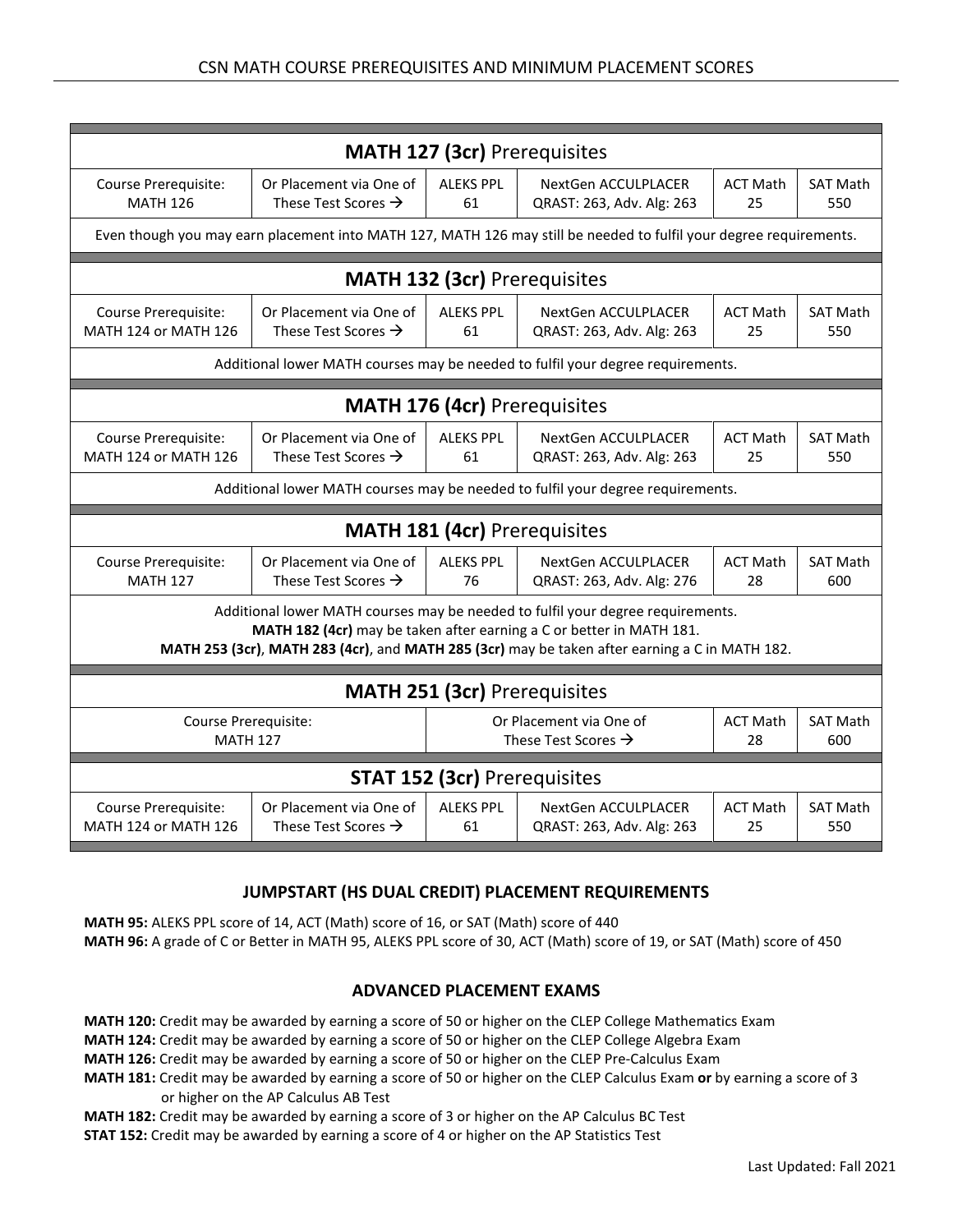# CSN MATH COURSE PREREQUISITES AND MINIMUM PLACEMENT SCORES

| **MATH 127 (3cr)** Prerequisites | | | | | |
|---|---|---|---|---|---|
| Course Prerequisite: MATH 126 | Or Placement via One of These Test Scores → | ALEKS PPL 61 | NextGen ACCULPLACER QRAST: 263, Adv. Alg: 263 | ACT Math 25 | SAT Math 550 |
| Even though you may earn placement into MATH 127, MATH 126 may still be needed to fulfil your degree requirements. | | | | | |

| **MATH 132 (3cr)** Prerequisites | | | | | |
|---|---|---|---|---|---|
| Course Prerequisite: MATH 124 or MATH 126 | Or Placement via One of These Test Scores → | ALEKS PPL 61 | NextGen ACCULPLACER QRAST: 263, Adv. Alg: 263 | ACT Math 25 | SAT Math 550 |
| Additional lower MATH courses may be needed to fulfil your degree requirements. | | | | | |

| **MATH 176 (4cr)** Prerequisites | | | | | |
|---|---|---|---|---|---|
| Course Prerequisite: MATH 124 or MATH 126 | Or Placement via One of These Test Scores → | ALEKS PPL 61 | NextGen ACCULPLACER QRAST: 263, Adv. Alg: 263 | ACT Math 25 | SAT Math 550 |
| Additional lower MATH courses may be needed to fulfil your degree requirements. | | | | | |

| **MATH 181 (4cr)** Prerequisites | | | | | |
|---|---|---|---|---|---|
| Course Prerequisite: MATH 127 | Or Placement via One of These Test Scores → | ALEKS PPL 76 | NextGen ACCULPLACER QRAST: 263, Adv. Alg: 276 | ACT Math 28 | SAT Math 600 |
| Additional lower MATH courses may be needed to fulfil your degree requirements. **MATH 182 (4cr)** may be taken after earning a C or better in MATH 181. **MATH 253 (3cr)**, **MATH 283 (4cr)**, and **MATH 285 (3cr)** may be taken after earning a C in MATH 182. | | | | | |

| **MATH 251 (3cr)** Prerequisites | | | |
|---|---|---|---|
| Course Prerequisite: MATH 127 | Or Placement via One of These Test Scores → | ACT Math 28 | SAT Math 600 |

| **STAT 152 (3cr)** Prerequisites | | | | | |
|---|---|---|---|---|---|
| Course Prerequisite: MATH 124 or MATH 126 | Or Placement via One of These Test Scores → | ALEKS PPL 61 | NextGen ACCULPLACER QRAST: 263, Adv. Alg: 263 | ACT Math 25 | SAT Math 550 |

## JUMPSTART (HS DUAL CREDIT) PLACEMENT REQUIREMENTS

**MATH 95:** ALEKS PPL score of 14, ACT (Math) score of 16, or SAT (Math) score of 440
**MATH 96:** A grade of C or Better in MATH 95, ALEKS PPL score of 30, ACT (Math) score of 19, or SAT (Math) score of 450

## ADVANCED PLACEMENT EXAMS

**MATH 120:** Credit may be awarded by earning a score of 50 or higher on the CLEP College Mathematics Exam
**MATH 124:** Credit may be awarded by earning a score of 50 or higher on the CLEP College Algebra Exam
**MATH 126:** Credit may be awarded by earning a score of 50 or higher on the CLEP Pre-Calculus Exam
**MATH 181:** Credit may be awarded by earning a score of 50 or higher on the CLEP Calculus Exam **or** by earning a score of 3 or higher on the AP Calculus AB Test
**MATH 182:** Credit may be awarded by earning a score of 3 or higher on the AP Calculus BC Test
**STAT 152:** Credit may be awarded by earning a score of 4 or higher on the AP Statistics Test

Last Updated: Fall 2021